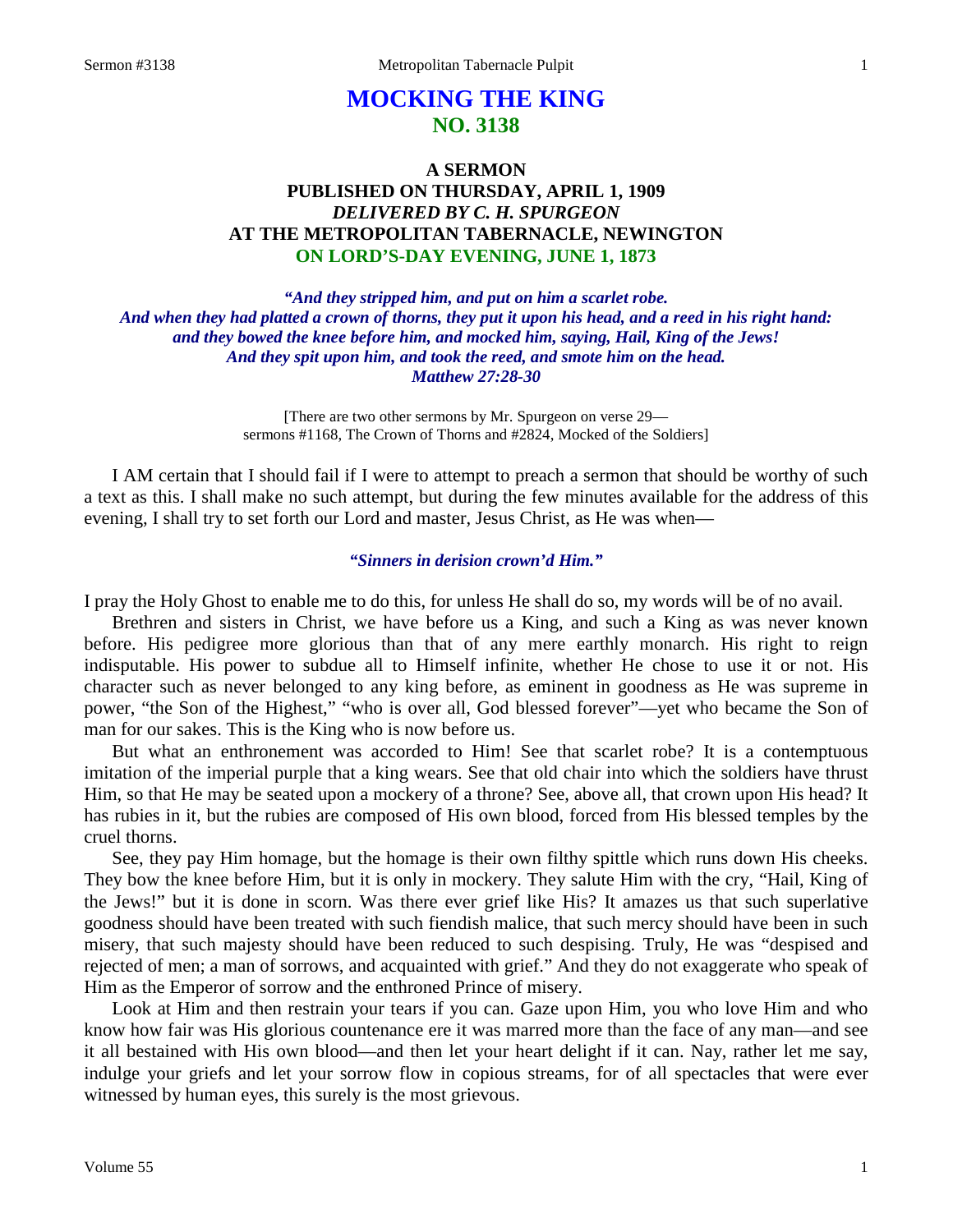# MOCKING THE KING
## NO. 3138

### A SERMON
### PUBLISHED ON THURSDAY, APRIL 1, 1909
### *DELIVERED BY C. H. SPURGEON*
### AT THE METROPOLITAN TABERNACLE, NEWINGTON
### ON LORD'S-DAY EVENING, JUNE 1, 1873

***"And they stripped him, and put on him a scarlet robe.***
***And when they had platted a crown of thorns, they put it upon his head, and a reed in his right hand: and they bowed the knee before him, and mocked him, saying, Hail, King of the Jews!***
***And they spit upon him, and took the reed, and smote him on the head.***
***Matthew 27:28-30***

[There are two other sermons by Mr. Spurgeon on verse 29—
sermons #1168, The Crown of Thorns and #2824, Mocked of the Soldiers]

I AM certain that I should fail if I were to attempt to preach a sermon that should be worthy of such a text as this. I shall make no such attempt, but during the few minutes available for the address of this evening, I shall try to set forth our Lord and master, Jesus Christ, as He was when—

***"Sinners in derision crown'd Him."***

I pray the Holy Ghost to enable me to do this, for unless He shall do so, my words will be of no avail.

Brethren and sisters in Christ, we have before us a King, and such a King as was never known before. His pedigree more glorious than that of any mere earthly monarch. His right to reign indisputable. His power to subdue all to Himself infinite, whether He chose to use it or not. His character such as never belonged to any king before, as eminent in goodness as He was supreme in power, "the Son of the Highest," "who is over all, God blessed forever"—yet who became the Son of man for our sakes. This is the King who is now before us.

But what an enthronement was accorded to Him! See that scarlet robe? It is a contemptuous imitation of the imperial purple that a king wears. See that old chair into which the soldiers have thrust Him, so that He may be seated upon a mockery of a throne? See, above all, that crown upon His head? It has rubies in it, but the rubies are composed of His own blood, forced from His blessed temples by the cruel thorns.

See, they pay Him homage, but the homage is their own filthy spittle which runs down His cheeks. They bow the knee before Him, but it is only in mockery. They salute Him with the cry, "Hail, King of the Jews!" but it is done in scorn. Was there ever grief like His? It amazes us that such superlative goodness should have been treated with such fiendish malice, that such mercy should have been in such misery, that such majesty should have been reduced to such despising. Truly, He was "despised and rejected of men; a man of sorrows, and acquainted with grief." And they do not exaggerate who speak of Him as the Emperor of sorrow and the enthroned Prince of misery.

Look at Him and then restrain your tears if you can. Gaze upon Him, you who love Him and who know how fair was His glorious countenance ere it was marred more than the face of any man—and see it all bestained with His own blood—and then let your heart delight if it can. Nay, rather let me say, indulge your griefs and let your sorrow flow in copious streams, for of all spectacles that were ever witnessed by human eyes, this surely is the most grievous.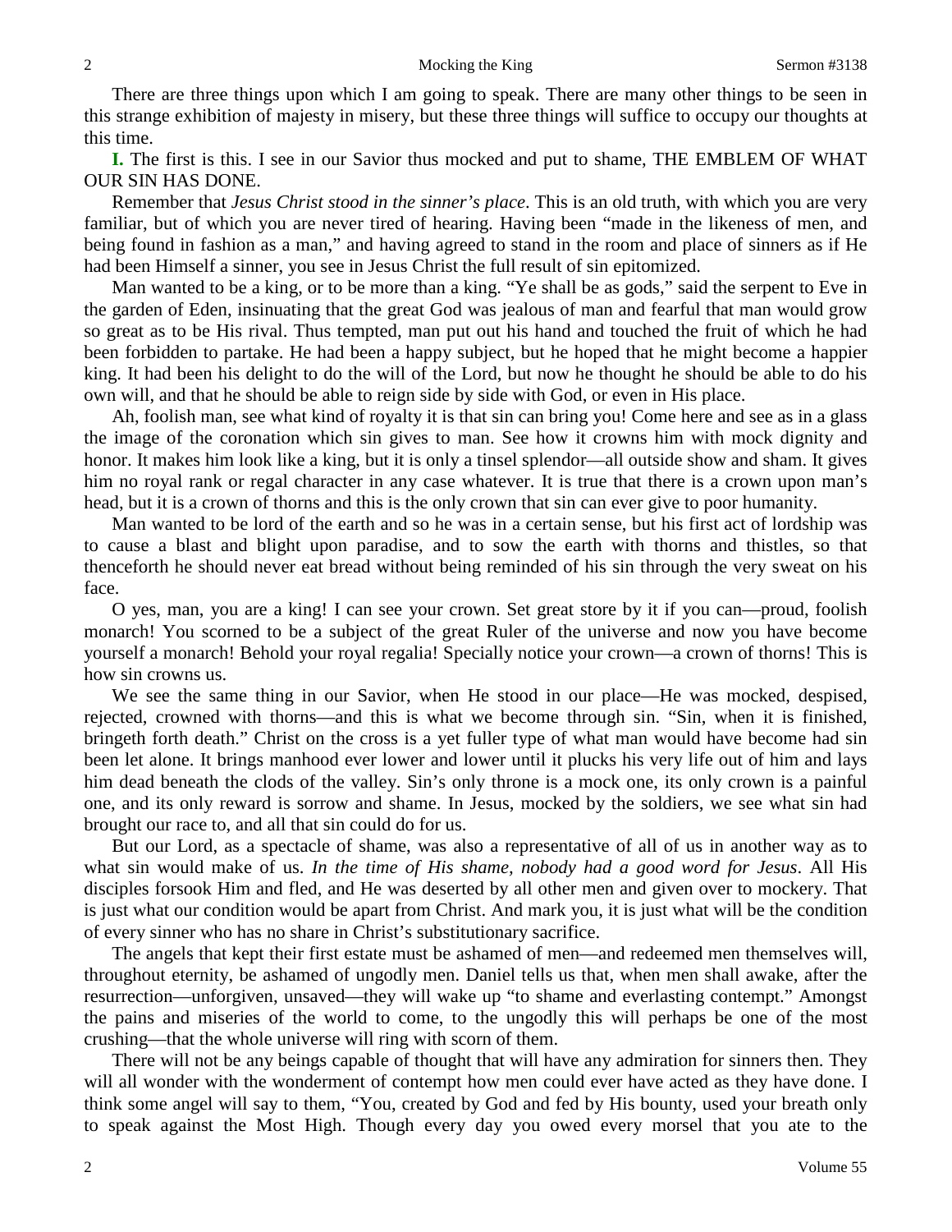There are three things upon which I am going to speak. There are many other things to be seen in this strange exhibition of majesty in misery, but these three things will suffice to occupy our thoughts at this time.

**I.** The first is this. I see in our Savior thus mocked and put to shame, THE EMBLEM OF WHAT OUR SIN HAS DONE.

Remember that *Jesus Christ stood in the sinner's place*. This is an old truth, with which you are very familiar, but of which you are never tired of hearing. Having been "made in the likeness of men, and being found in fashion as a man," and having agreed to stand in the room and place of sinners as if He had been Himself a sinner, you see in Jesus Christ the full result of sin epitomized.

Man wanted to be a king, or to be more than a king. "Ye shall be as gods," said the serpent to Eve in the garden of Eden, insinuating that the great God was jealous of man and fearful that man would grow so great as to be His rival. Thus tempted, man put out his hand and touched the fruit of which he had been forbidden to partake. He had been a happy subject, but he hoped that he might become a happier king. It had been his delight to do the will of the Lord, but now he thought he should be able to do his own will, and that he should be able to reign side by side with God, or even in His place.

Ah, foolish man, see what kind of royalty it is that sin can bring you! Come here and see as in a glass the image of the coronation which sin gives to man. See how it crowns him with mock dignity and honor. It makes him look like a king, but it is only a tinsel splendor—all outside show and sham. It gives him no royal rank or regal character in any case whatever. It is true that there is a crown upon man's head, but it is a crown of thorns and this is the only crown that sin can ever give to poor humanity.

Man wanted to be lord of the earth and so he was in a certain sense, but his first act of lordship was to cause a blast and blight upon paradise, and to sow the earth with thorns and thistles, so that thenceforth he should never eat bread without being reminded of his sin through the very sweat on his face.

O yes, man, you are a king! I can see your crown. Set great store by it if you can—proud, foolish monarch! You scorned to be a subject of the great Ruler of the universe and now you have become yourself a monarch! Behold your royal regalia! Specially notice your crown—a crown of thorns! This is how sin crowns us.

We see the same thing in our Savior, when He stood in our place—He was mocked, despised, rejected, crowned with thorns—and this is what we become through sin. "Sin, when it is finished, bringeth forth death." Christ on the cross is a yet fuller type of what man would have become had sin been let alone. It brings manhood ever lower and lower until it plucks his very life out of him and lays him dead beneath the clods of the valley. Sin's only throne is a mock one, its only crown is a painful one, and its only reward is sorrow and shame. In Jesus, mocked by the soldiers, we see what sin had brought our race to, and all that sin could do for us.

But our Lord, as a spectacle of shame, was also a representative of all of us in another way as to what sin would make of us. *In the time of His shame, nobody had a good word for Jesus*. All His disciples forsook Him and fled, and He was deserted by all other men and given over to mockery. That is just what our condition would be apart from Christ. And mark you, it is just what will be the condition of every sinner who has no share in Christ's substitutionary sacrifice.

The angels that kept their first estate must be ashamed of men—and redeemed men themselves will, throughout eternity, be ashamed of ungodly men. Daniel tells us that, when men shall awake, after the resurrection—unforgiven, unsaved—they will wake up "to shame and everlasting contempt." Amongst the pains and miseries of the world to come, to the ungodly this will perhaps be one of the most crushing—that the whole universe will ring with scorn of them.

There will not be any beings capable of thought that will have any admiration for sinners then. They will all wonder with the wonderment of contempt how men could ever have acted as they have done. I think some angel will say to them, "You, created by God and fed by His bounty, used your breath only to speak against the Most High. Though every day you owed every morsel that you ate to the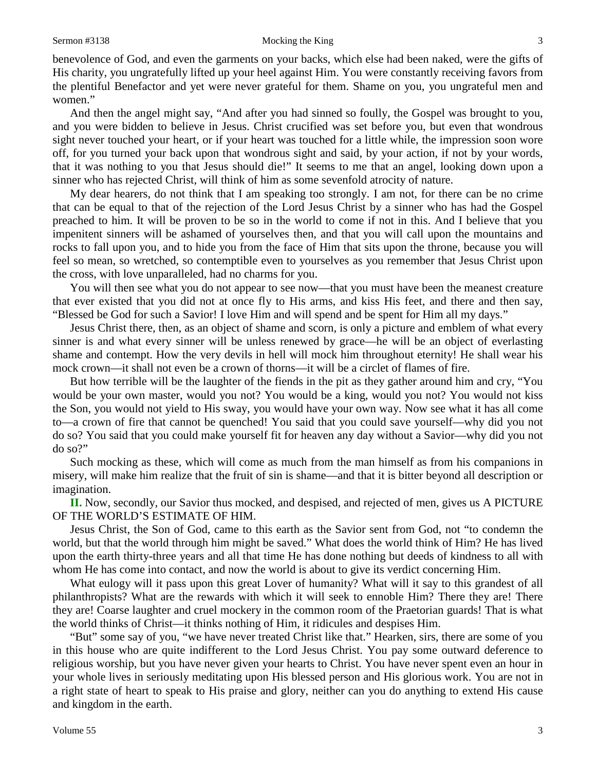benevolence of God, and even the garments on your backs, which else had been naked, were the gifts of His charity, you ungratefully lifted up your heel against Him. You were constantly receiving favors from the plentiful Benefactor and yet were never grateful for them. Shame on you, you ungrateful men and women."

And then the angel might say, "And after you had sinned so foully, the Gospel was brought to you, and you were bidden to believe in Jesus. Christ crucified was set before you, but even that wondrous sight never touched your heart, or if your heart was touched for a little while, the impression soon wore off, for you turned your back upon that wondrous sight and said, by your action, if not by your words, that it was nothing to you that Jesus should die!" It seems to me that an angel, looking down upon a sinner who has rejected Christ, will think of him as some sevenfold atrocity of nature.

My dear hearers, do not think that I am speaking too strongly. I am not, for there can be no crime that can be equal to that of the rejection of the Lord Jesus Christ by a sinner who has had the Gospel preached to him. It will be proven to be so in the world to come if not in this. And I believe that you impenitent sinners will be ashamed of yourselves then, and that you will call upon the mountains and rocks to fall upon you, and to hide you from the face of Him that sits upon the throne, because you will feel so mean, so wretched, so contemptible even to yourselves as you remember that Jesus Christ upon the cross, with love unparalleled, had no charms for you.

You will then see what you do not appear to see now—that you must have been the meanest creature that ever existed that you did not at once fly to His arms, and kiss His feet, and there and then say, "Blessed be God for such a Savior! I love Him and will spend and be spent for Him all my days."

Jesus Christ there, then, as an object of shame and scorn, is only a picture and emblem of what every sinner is and what every sinner will be unless renewed by grace—he will be an object of everlasting shame and contempt. How the very devils in hell will mock him throughout eternity! He shall wear his mock crown—it shall not even be a crown of thorns—it will be a circlet of flames of fire.

But how terrible will be the laughter of the fiends in the pit as they gather around him and cry, "You would be your own master, would you not? You would be a king, would you not? You would not kiss the Son, you would not yield to His sway, you would have your own way. Now see what it has all come to—a crown of fire that cannot be quenched! You said that you could save yourself—why did you not do so? You said that you could make yourself fit for heaven any day without a Savior—why did you not do so?"

Such mocking as these, which will come as much from the man himself as from his companions in misery, will make him realize that the fruit of sin is shame—and that it is bitter beyond all description or imagination.

**II.** Now, secondly, our Savior thus mocked, and despised, and rejected of men, gives us A PICTURE OF THE WORLD'S ESTIMATE OF HIM.

Jesus Christ, the Son of God, came to this earth as the Savior sent from God, not "to condemn the world, but that the world through him might be saved." What does the world think of Him? He has lived upon the earth thirty-three years and all that time He has done nothing but deeds of kindness to all with whom He has come into contact, and now the world is about to give its verdict concerning Him.

What eulogy will it pass upon this great Lover of humanity? What will it say to this grandest of all philanthropists? What are the rewards with which it will seek to ennoble Him? There they are! There they are! Coarse laughter and cruel mockery in the common room of the Praetorian guards! That is what the world thinks of Christ—it thinks nothing of Him, it ridicules and despises Him.

"But" some say of you, "we have never treated Christ like that." Hearken, sirs, there are some of you in this house who are quite indifferent to the Lord Jesus Christ. You pay some outward deference to religious worship, but you have never given your hearts to Christ. You have never spent even an hour in your whole lives in seriously meditating upon His blessed person and His glorious work. You are not in a right state of heart to speak to His praise and glory, neither can you do anything to extend His cause and kingdom in the earth.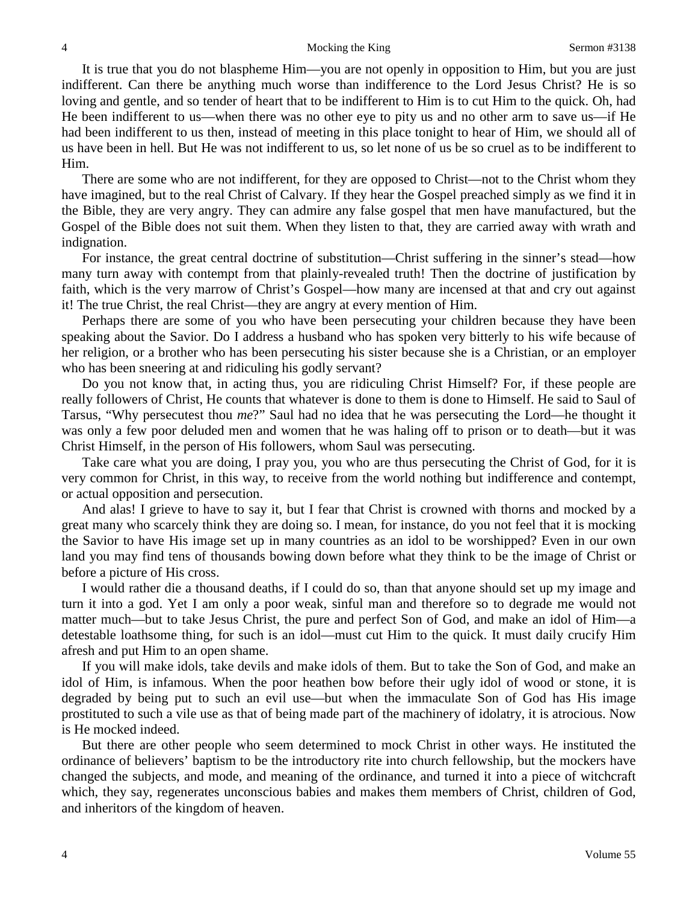It is true that you do not blaspheme Him—you are not openly in opposition to Him, but you are just indifferent. Can there be anything much worse than indifference to the Lord Jesus Christ? He is so loving and gentle, and so tender of heart that to be indifferent to Him is to cut Him to the quick. Oh, had He been indifferent to us—when there was no other eye to pity us and no other arm to save us—if He had been indifferent to us then, instead of meeting in this place tonight to hear of Him, we should all of us have been in hell. But He was not indifferent to us, so let none of us be so cruel as to be indifferent to Him.

There are some who are not indifferent, for they are opposed to Christ—not to the Christ whom they have imagined, but to the real Christ of Calvary. If they hear the Gospel preached simply as we find it in the Bible, they are very angry. They can admire any false gospel that men have manufactured, but the Gospel of the Bible does not suit them. When they listen to that, they are carried away with wrath and indignation.

For instance, the great central doctrine of substitution—Christ suffering in the sinner's stead—how many turn away with contempt from that plainly-revealed truth! Then the doctrine of justification by faith, which is the very marrow of Christ's Gospel—how many are incensed at that and cry out against it! The true Christ, the real Christ—they are angry at every mention of Him.

Perhaps there are some of you who have been persecuting your children because they have been speaking about the Savior. Do I address a husband who has spoken very bitterly to his wife because of her religion, or a brother who has been persecuting his sister because she is a Christian, or an employer who has been sneering at and ridiculing his godly servant?

Do you not know that, in acting thus, you are ridiculing Christ Himself? For, if these people are really followers of Christ, He counts that whatever is done to them is done to Himself. He said to Saul of Tarsus, "Why persecutest thou *me*?" Saul had no idea that he was persecuting the Lord—he thought it was only a few poor deluded men and women that he was haling off to prison or to death—but it was Christ Himself, in the person of His followers, whom Saul was persecuting.

Take care what you are doing, I pray you, you who are thus persecuting the Christ of God, for it is very common for Christ, in this way, to receive from the world nothing but indifference and contempt, or actual opposition and persecution.

And alas! I grieve to have to say it, but I fear that Christ is crowned with thorns and mocked by a great many who scarcely think they are doing so. I mean, for instance, do you not feel that it is mocking the Savior to have His image set up in many countries as an idol to be worshipped? Even in our own land you may find tens of thousands bowing down before what they think to be the image of Christ or before a picture of His cross.

I would rather die a thousand deaths, if I could do so, than that anyone should set up my image and turn it into a god. Yet I am only a poor weak, sinful man and therefore so to degrade me would not matter much—but to take Jesus Christ, the pure and perfect Son of God, and make an idol of Him—a detestable loathsome thing, for such is an idol—must cut Him to the quick. It must daily crucify Him afresh and put Him to an open shame.

If you will make idols, take devils and make idols of them. But to take the Son of God, and make an idol of Him, is infamous. When the poor heathen bow before their ugly idol of wood or stone, it is degraded by being put to such an evil use—but when the immaculate Son of God has His image prostituted to such a vile use as that of being made part of the machinery of idolatry, it is atrocious. Now is He mocked indeed.

But there are other people who seem determined to mock Christ in other ways. He instituted the ordinance of believers' baptism to be the introductory rite into church fellowship, but the mockers have changed the subjects, and mode, and meaning of the ordinance, and turned it into a piece of witchcraft which, they say, regenerates unconscious babies and makes them members of Christ, children of God, and inheritors of the kingdom of heaven.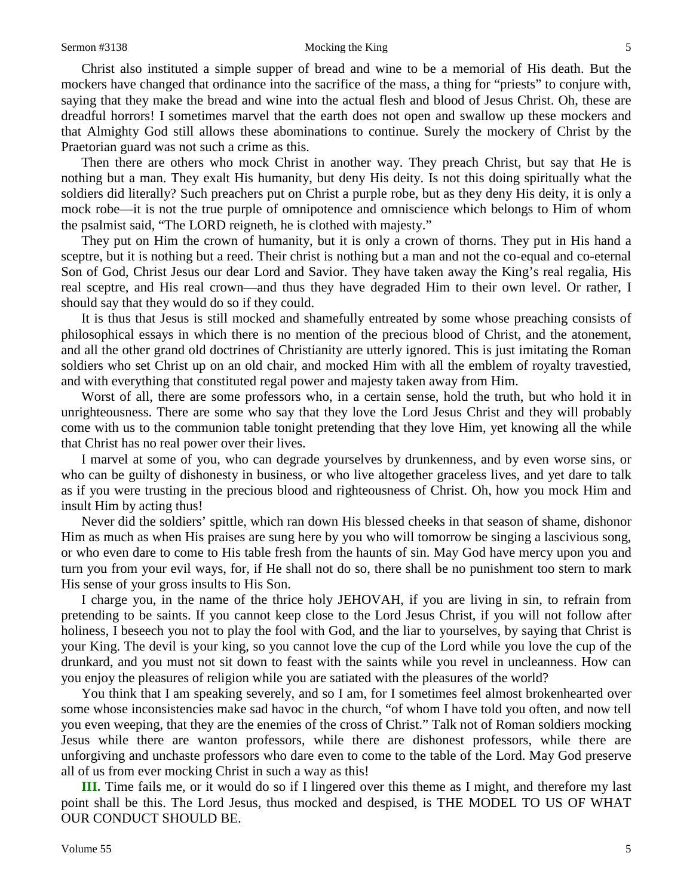Christ also instituted a simple supper of bread and wine to be a memorial of His death. But the mockers have changed that ordinance into the sacrifice of the mass, a thing for "priests" to conjure with, saying that they make the bread and wine into the actual flesh and blood of Jesus Christ. Oh, these are dreadful horrors! I sometimes marvel that the earth does not open and swallow up these mockers and that Almighty God still allows these abominations to continue. Surely the mockery of Christ by the Praetorian guard was not such a crime as this.

Then there are others who mock Christ in another way. They preach Christ, but say that He is nothing but a man. They exalt His humanity, but deny His deity. Is not this doing spiritually what the soldiers did literally? Such preachers put on Christ a purple robe, but as they deny His deity, it is only a mock robe—it is not the true purple of omnipotence and omniscience which belongs to Him of whom the psalmist said, "The LORD reigneth, he is clothed with majesty."

They put on Him the crown of humanity, but it is only a crown of thorns. They put in His hand a sceptre, but it is nothing but a reed. Their christ is nothing but a man and not the co-equal and co-eternal Son of God, Christ Jesus our dear Lord and Savior. They have taken away the King's real regalia, His real sceptre, and His real crown—and thus they have degraded Him to their own level. Or rather, I should say that they would do so if they could.

It is thus that Jesus is still mocked and shamefully entreated by some whose preaching consists of philosophical essays in which there is no mention of the precious blood of Christ, and the atonement, and all the other grand old doctrines of Christianity are utterly ignored. This is just imitating the Roman soldiers who set Christ up on an old chair, and mocked Him with all the emblem of royalty travestied, and with everything that constituted regal power and majesty taken away from Him.

Worst of all, there are some professors who, in a certain sense, hold the truth, but who hold it in unrighteousness. There are some who say that they love the Lord Jesus Christ and they will probably come with us to the communion table tonight pretending that they love Him, yet knowing all the while that Christ has no real power over their lives.

I marvel at some of you, who can degrade yourselves by drunkenness, and by even worse sins, or who can be guilty of dishonesty in business, or who live altogether graceless lives, and yet dare to talk as if you were trusting in the precious blood and righteousness of Christ. Oh, how you mock Him and insult Him by acting thus!

Never did the soldiers' spittle, which ran down His blessed cheeks in that season of shame, dishonor Him as much as when His praises are sung here by you who will tomorrow be singing a lascivious song, or who even dare to come to His table fresh from the haunts of sin. May God have mercy upon you and turn you from your evil ways, for, if He shall not do so, there shall be no punishment too stern to mark His sense of your gross insults to His Son.

I charge you, in the name of the thrice holy JEHOVAH, if you are living in sin, to refrain from pretending to be saints. If you cannot keep close to the Lord Jesus Christ, if you will not follow after holiness, I beseech you not to play the fool with God, and the liar to yourselves, by saying that Christ is your King. The devil is your king, so you cannot love the cup of the Lord while you love the cup of the drunkard, and you must not sit down to feast with the saints while you revel in uncleanness. How can you enjoy the pleasures of religion while you are satiated with the pleasures of the world?

You think that I am speaking severely, and so I am, for I sometimes feel almost brokenhearted over some whose inconsistencies make sad havoc in the church, "of whom I have told you often, and now tell you even weeping, that they are the enemies of the cross of Christ." Talk not of Roman soldiers mocking Jesus while there are wanton professors, while there are dishonest professors, while there are unforgiving and unchaste professors who dare even to come to the table of the Lord. May God preserve all of us from ever mocking Christ in such a way as this!

**III.** Time fails me, or it would do so if I lingered over this theme as I might, and therefore my last point shall be this. The Lord Jesus, thus mocked and despised, is THE MODEL TO US OF WHAT OUR CONDUCT SHOULD BE.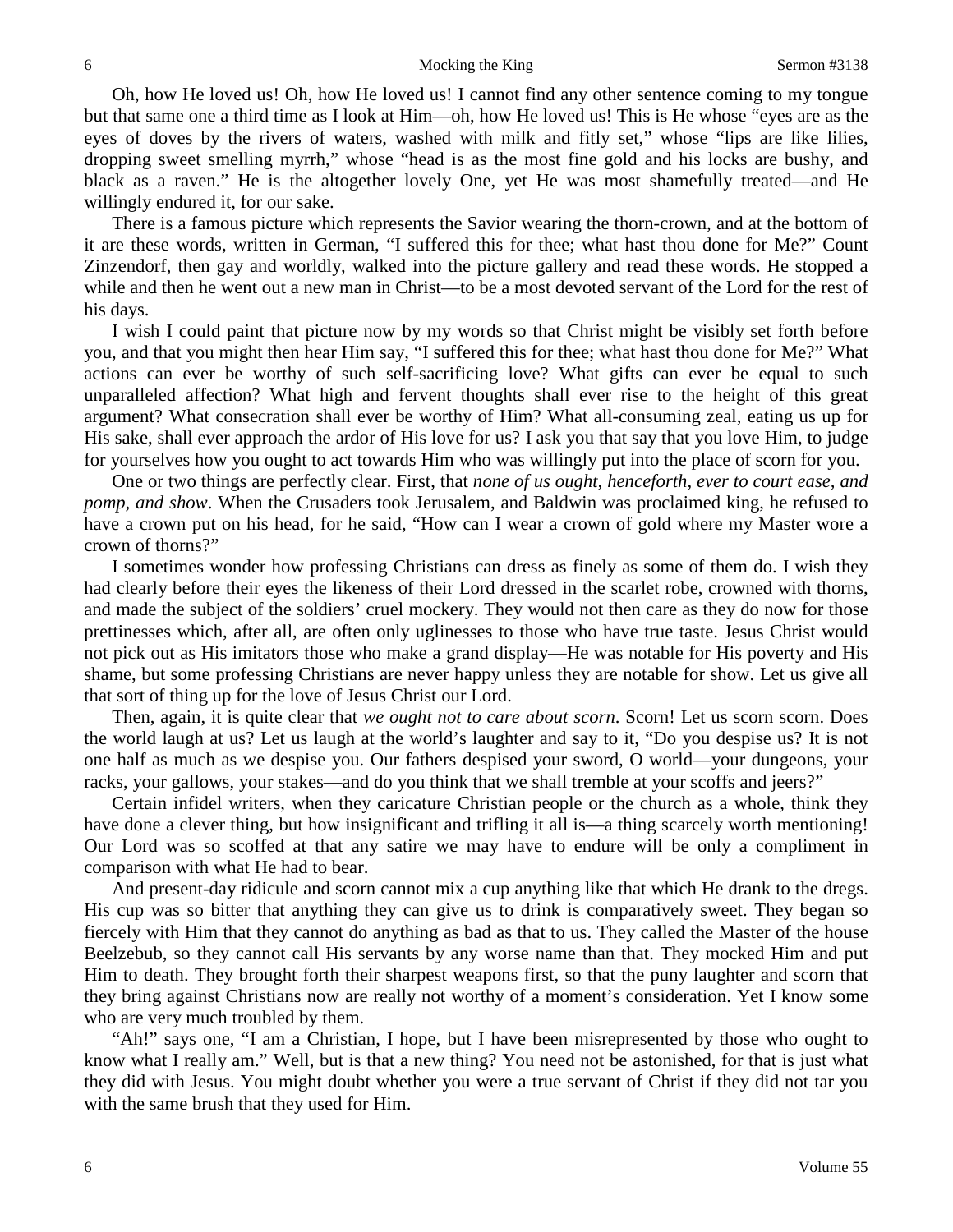Oh, how He loved us! Oh, how He loved us! I cannot find any other sentence coming to my tongue but that same one a third time as I look at Him—oh, how He loved us! This is He whose "eyes are as the eyes of doves by the rivers of waters, washed with milk and fitly set," whose "lips are like lilies, dropping sweet smelling myrrh," whose "head is as the most fine gold and his locks are bushy, and black as a raven." He is the altogether lovely One, yet He was most shamefully treated—and He willingly endured it, for our sake.

There is a famous picture which represents the Savior wearing the thorn-crown, and at the bottom of it are these words, written in German, "I suffered this for thee; what hast thou done for Me?" Count Zinzendorf, then gay and worldly, walked into the picture gallery and read these words. He stopped a while and then he went out a new man in Christ—to be a most devoted servant of the Lord for the rest of his days.

I wish I could paint that picture now by my words so that Christ might be visibly set forth before you, and that you might then hear Him say, "I suffered this for thee; what hast thou done for Me?" What actions can ever be worthy of such self-sacrificing love? What gifts can ever be equal to such unparalleled affection? What high and fervent thoughts shall ever rise to the height of this great argument? What consecration shall ever be worthy of Him? What all-consuming zeal, eating us up for His sake, shall ever approach the ardor of His love for us? I ask you that say that you love Him, to judge for yourselves how you ought to act towards Him who was willingly put into the place of scorn for you.

One or two things are perfectly clear. First, that *none of us ought, henceforth, ever to court ease, and pomp, and show*. When the Crusaders took Jerusalem, and Baldwin was proclaimed king, he refused to have a crown put on his head, for he said, "How can I wear a crown of gold where my Master wore a crown of thorns?"

I sometimes wonder how professing Christians can dress as finely as some of them do. I wish they had clearly before their eyes the likeness of their Lord dressed in the scarlet robe, crowned with thorns, and made the subject of the soldiers' cruel mockery. They would not then care as they do now for those prettinesses which, after all, are often only uglinesses to those who have true taste. Jesus Christ would not pick out as His imitators those who make a grand display—He was notable for His poverty and His shame, but some professing Christians are never happy unless they are notable for show. Let us give all that sort of thing up for the love of Jesus Christ our Lord.

Then, again, it is quite clear that *we ought not to care about scorn*. Scorn! Let us scorn scorn. Does the world laugh at us? Let us laugh at the world's laughter and say to it, "Do you despise us? It is not one half as much as we despise you. Our fathers despised your sword, O world—your dungeons, your racks, your gallows, your stakes—and do you think that we shall tremble at your scoffs and jeers?"

Certain infidel writers, when they caricature Christian people or the church as a whole, think they have done a clever thing, but how insignificant and trifling it all is—a thing scarcely worth mentioning! Our Lord was so scoffed at that any satire we may have to endure will be only a compliment in comparison with what He had to bear.

And present-day ridicule and scorn cannot mix a cup anything like that which He drank to the dregs. His cup was so bitter that anything they can give us to drink is comparatively sweet. They began so fiercely with Him that they cannot do anything as bad as that to us. They called the Master of the house Beelzebub, so they cannot call His servants by any worse name than that. They mocked Him and put Him to death. They brought forth their sharpest weapons first, so that the puny laughter and scorn that they bring against Christians now are really not worthy of a moment's consideration. Yet I know some who are very much troubled by them.

"Ah!" says one, "I am a Christian, I hope, but I have been misrepresented by those who ought to know what I really am." Well, but is that a new thing? You need not be astonished, for that is just what they did with Jesus. You might doubt whether you were a true servant of Christ if they did not tar you with the same brush that they used for Him.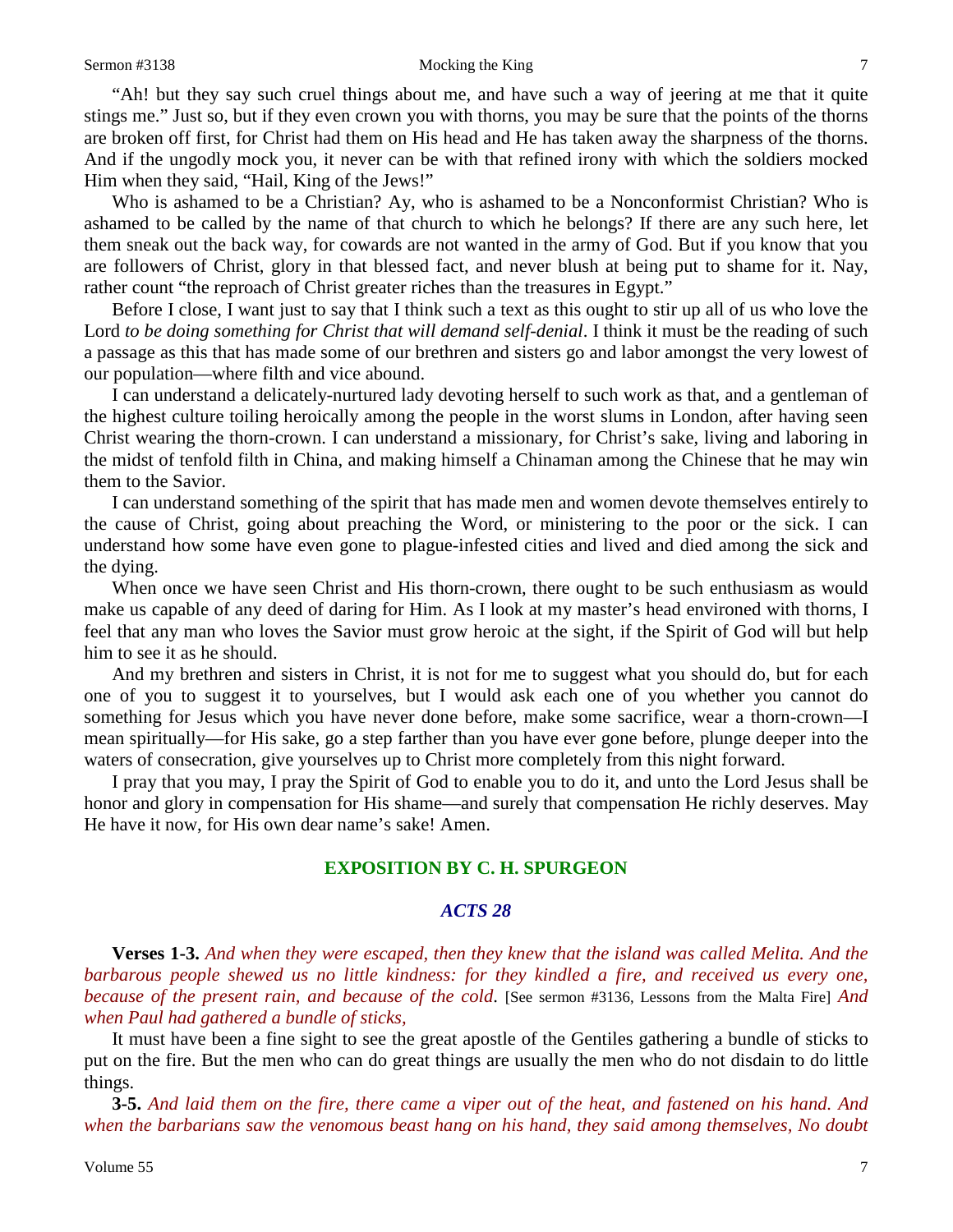"Ah! but they say such cruel things about me, and have such a way of jeering at me that it quite stings me." Just so, but if they even crown you with thorns, you may be sure that the points of the thorns are broken off first, for Christ had them on His head and He has taken away the sharpness of the thorns. And if the ungodly mock you, it never can be with that refined irony with which the soldiers mocked Him when they said, "Hail, King of the Jews!"

Who is ashamed to be a Christian? Ay, who is ashamed to be a Nonconformist Christian? Who is ashamed to be called by the name of that church to which he belongs? If there are any such here, let them sneak out the back way, for cowards are not wanted in the army of God. But if you know that you are followers of Christ, glory in that blessed fact, and never blush at being put to shame for it. Nay, rather count "the reproach of Christ greater riches than the treasures in Egypt."

Before I close, I want just to say that I think such a text as this ought to stir up all of us who love the Lord *to be doing something for Christ that will demand self-denial*. I think it must be the reading of such a passage as this that has made some of our brethren and sisters go and labor amongst the very lowest of our population—where filth and vice abound.

I can understand a delicately-nurtured lady devoting herself to such work as that, and a gentleman of the highest culture toiling heroically among the people in the worst slums in London, after having seen Christ wearing the thorn-crown. I can understand a missionary, for Christ's sake, living and laboring in the midst of tenfold filth in China, and making himself a Chinaman among the Chinese that he may win them to the Savior.

I can understand something of the spirit that has made men and women devote themselves entirely to the cause of Christ, going about preaching the Word, or ministering to the poor or the sick. I can understand how some have even gone to plague-infested cities and lived and died among the sick and the dying.

When once we have seen Christ and His thorn-crown, there ought to be such enthusiasm as would make us capable of any deed of daring for Him. As I look at my master's head environed with thorns, I feel that any man who loves the Savior must grow heroic at the sight, if the Spirit of God will but help him to see it as he should.

And my brethren and sisters in Christ, it is not for me to suggest what you should do, but for each one of you to suggest it to yourselves, but I would ask each one of you whether you cannot do something for Jesus which you have never done before, make some sacrifice, wear a thorn-crown—I mean spiritually—for His sake, go a step farther than you have ever gone before, plunge deeper into the waters of consecration, give yourselves up to Christ more completely from this night forward.

I pray that you may, I pray the Spirit of God to enable you to do it, and unto the Lord Jesus shall be honor and glory in compensation for His shame—and surely that compensation He richly deserves. May He have it now, for His own dear name's sake! Amen.

## EXPOSITION BY C. H. SPURGEON

### *ACTS 28*

**Verses 1-3.** *And when they were escaped, then they knew that the island was called Melita. And the barbarous people shewed us no little kindness: for they kindled a fire, and received us every one, because of the present rain, and because of the cold.* [See sermon #3136, Lessons from the Malta Fire] *And when Paul had gathered a bundle of sticks,*

It must have been a fine sight to see the great apostle of the Gentiles gathering a bundle of sticks to put on the fire. But the men who can do great things are usually the men who do not disdain to do little things.

**3-5.** *And laid them on the fire, there came a viper out of the heat, and fastened on his hand. And when the barbarians saw the venomous beast hang on his hand, they said among themselves, No doubt*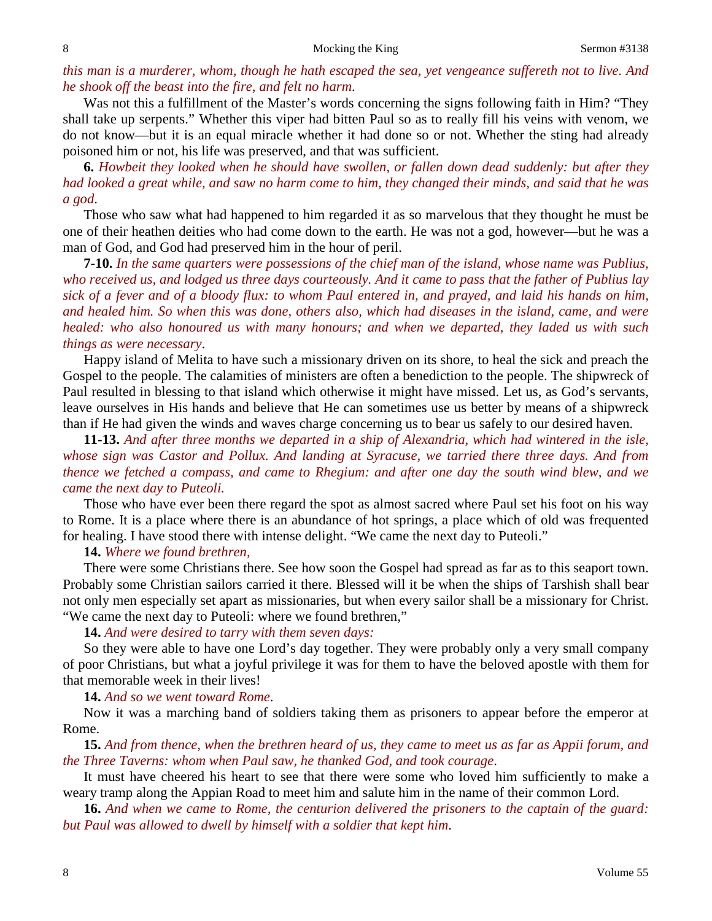*this man is a murderer, whom, though he hath escaped the sea, yet vengeance suffereth not to live. And he shook off the beast into the fire, and felt no harm*.

Was not this a fulfillment of the Master's words concerning the signs following faith in Him? "They shall take up serpents." Whether this viper had bitten Paul so as to really fill his veins with venom, we do not know—but it is an equal miracle whether it had done so or not. Whether the sting had already poisoned him or not, his life was preserved, and that was sufficient.

**6.** *Howbeit they looked when he should have swollen, or fallen down dead suddenly: but after they had looked a great while, and saw no harm come to him, they changed their minds, and said that he was a god*.

Those who saw what had happened to him regarded it as so marvelous that they thought he must be one of their heathen deities who had come down to the earth. He was not a god, however—but he was a man of God, and God had preserved him in the hour of peril.

**7-10.** *In the same quarters were possessions of the chief man of the island, whose name was Publius, who received us, and lodged us three days courteously. And it came to pass that the father of Publius lay sick of a fever and of a bloody flux: to whom Paul entered in, and prayed, and laid his hands on him, and healed him. So when this was done, others also, which had diseases in the island, came, and were healed: who also honoured us with many honours; and when we departed, they laded us with such things as were necessary*.

Happy island of Melita to have such a missionary driven on its shore, to heal the sick and preach the Gospel to the people. The calamities of ministers are often a benediction to the people. The shipwreck of Paul resulted in blessing to that island which otherwise it might have missed. Let us, as God's servants, leave ourselves in His hands and believe that He can sometimes use us better by means of a shipwreck than if He had given the winds and waves charge concerning us to bear us safely to our desired haven.

**11-13.** *And after three months we departed in a ship of Alexandria, which had wintered in the isle, whose sign was Castor and Pollux. And landing at Syracuse, we tarried there three days. And from thence we fetched a compass, and came to Rhegium: and after one day the south wind blew, and we came the next day to Puteoli.*

Those who have ever been there regard the spot as almost sacred where Paul set his foot on his way to Rome. It is a place where there is an abundance of hot springs, a place which of old was frequented for healing. I have stood there with intense delight. "We came the next day to Puteoli."

**14.** *Where we found brethren,*

There were some Christians there. See how soon the Gospel had spread as far as to this seaport town. Probably some Christian sailors carried it there. Blessed will it be when the ships of Tarshish shall bear not only men especially set apart as missionaries, but when every sailor shall be a missionary for Christ. "We came the next day to Puteoli: where we found brethren,"

**14.** *And were desired to tarry with them seven days:*

So they were able to have one Lord's day together. They were probably only a very small company of poor Christians, but what a joyful privilege it was for them to have the beloved apostle with them for that memorable week in their lives!

**14.** *And so we went toward Rome*.

Now it was a marching band of soldiers taking them as prisoners to appear before the emperor at Rome.

**15.** *And from thence, when the brethren heard of us, they came to meet us as far as Appii forum, and the Three Taverns: whom when Paul saw, he thanked God, and took courage*.

It must have cheered his heart to see that there were some who loved him sufficiently to make a weary tramp along the Appian Road to meet him and salute him in the name of their common Lord.

**16.** *And when we came to Rome, the centurion delivered the prisoners to the captain of the guard: but Paul was allowed to dwell by himself with a soldier that kept him*.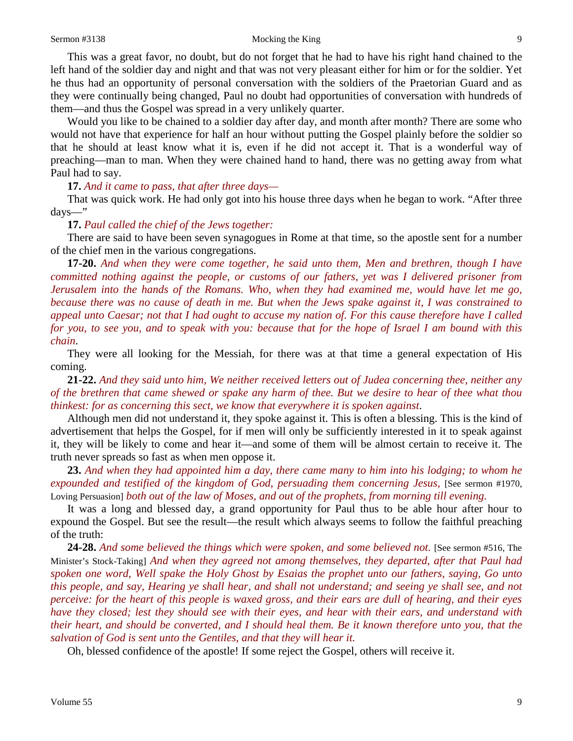This was a great favor, no doubt, but do not forget that he had to have his right hand chained to the left hand of the soldier day and night and that was not very pleasant either for him or for the soldier. Yet he thus had an opportunity of personal conversation with the soldiers of the Praetorian Guard and as they were continually being changed, Paul no doubt had opportunities of conversation with hundreds of them—and thus the Gospel was spread in a very unlikely quarter.

Would you like to be chained to a soldier day after day, and month after month? There are some who would not have that experience for half an hour without putting the Gospel plainly before the soldier so that he should at least know what it is, even if he did not accept it. That is a wonderful way of preaching—man to man. When they were chained hand to hand, there was no getting away from what Paul had to say.

**17.** *And it came to pass, that after three days—*

That was quick work. He had only got into his house three days when he began to work. "After three days—"

**17.** *Paul called the chief of the Jews together:*

There are said to have been seven synagogues in Rome at that time, so the apostle sent for a number of the chief men in the various congregations.

**17-20.** *And when they were come together, he said unto them, Men and brethren, though I have committed nothing against the people, or customs of our fathers, yet was I delivered prisoner from Jerusalem into the hands of the Romans. Who, when they had examined me, would have let me go, because there was no cause of death in me. But when the Jews spake against it, I was constrained to appeal unto Caesar; not that I had ought to accuse my nation of. For this cause therefore have I called for you, to see you, and to speak with you: because that for the hope of Israel I am bound with this chain.*

They were all looking for the Messiah, for there was at that time a general expectation of His coming.

**21-22.** *And they said unto him, We neither received letters out of Judea concerning thee, neither any of the brethren that came shewed or spake any harm of thee. But we desire to hear of thee what thou thinkest: for as concerning this sect, we know that everywhere it is spoken against.*

Although men did not understand it, they spoke against it. This is often a blessing. This is the kind of advertisement that helps the Gospel, for if men will only be sufficiently interested in it to speak against it, they will be likely to come and hear it—and some of them will be almost certain to receive it. The truth never spreads so fast as when men oppose it.

**23.** *And when they had appointed him a day, there came many to him into his lodging; to whom he expounded and testified of the kingdom of God, persuading them concerning Jesus,* [See sermon #1970, Loving Persuasion] *both out of the law of Moses, and out of the prophets, from morning till evening.*

It was a long and blessed day, a grand opportunity for Paul thus to be able hour after hour to expound the Gospel. But see the result—the result which always seems to follow the faithful preaching of the truth:

**24-28.** *And some believed the things which were spoken, and some believed not.* [See sermon #516, The Minister's Stock-Taking] *And when they agreed not among themselves, they departed, after that Paul had spoken one word, Well spake the Holy Ghost by Esaias the prophet unto our fathers, saying, Go unto this people, and say, Hearing ye shall hear, and shall not understand; and seeing ye shall see, and not perceive: for the heart of this people is waxed gross, and their ears are dull of hearing, and their eyes have they closed; lest they should see with their eyes, and hear with their ears, and understand with their heart, and should be converted, and I should heal them. Be it known therefore unto you, that the salvation of God is sent unto the Gentiles, and that they will hear it.*

Oh, blessed confidence of the apostle! If some reject the Gospel, others will receive it.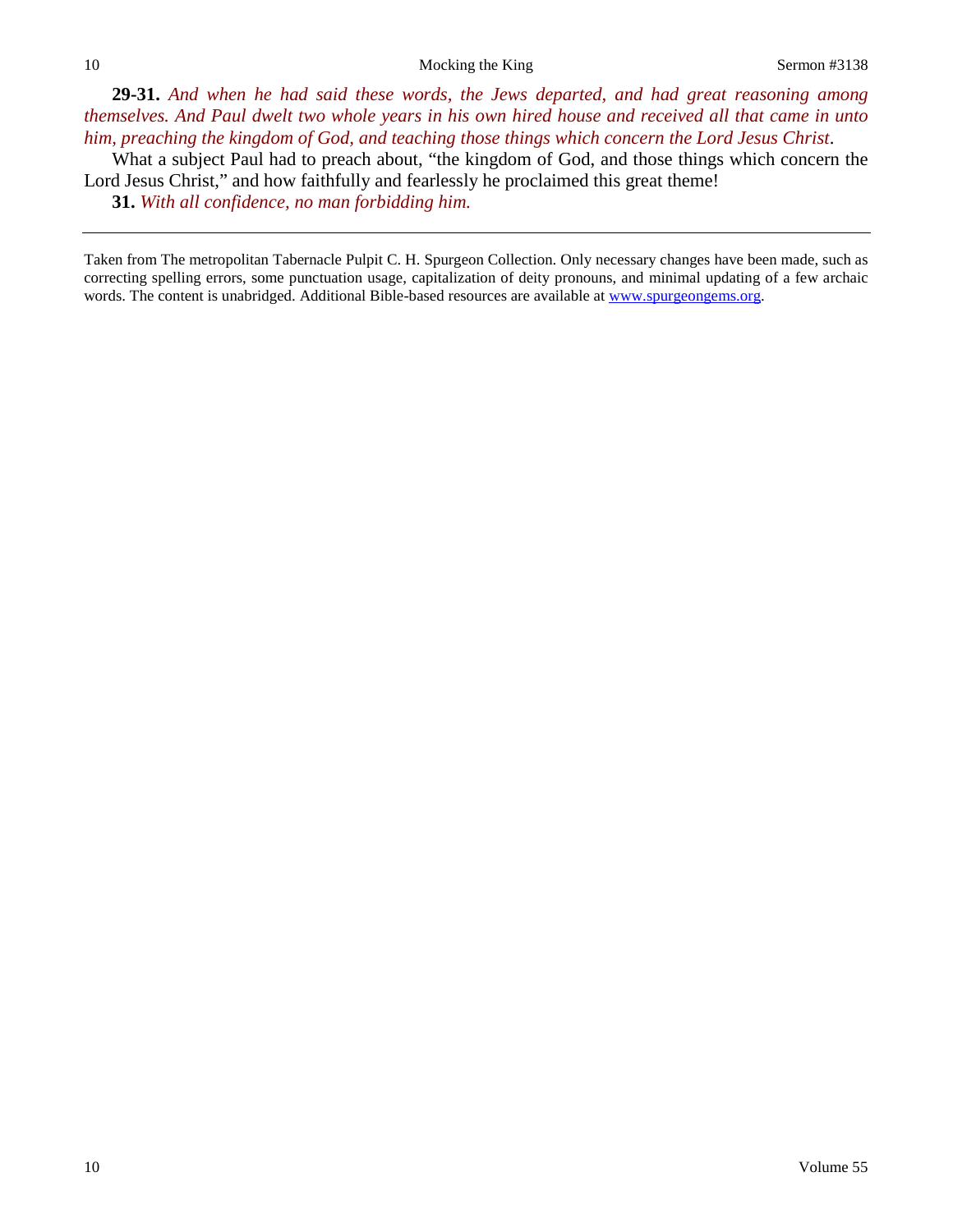**29-31.** *And when he had said these words, the Jews departed, and had great reasoning among themselves. And Paul dwelt two whole years in his own hired house and received all that came in unto him, preaching the kingdom of God, and teaching those things which concern the Lord Jesus Christ*.

What a subject Paul had to preach about, "the kingdom of God, and those things which concern the Lord Jesus Christ," and how faithfully and fearlessly he proclaimed this great theme!

**31.** *With all confidence, no man forbidding him.*

---

Taken from The metropolitan Tabernacle Pulpit C. H. Spurgeon Collection. Only necessary changes have been made, such as correcting spelling errors, some punctuation usage, capitalization of deity pronouns, and minimal updating of a few archaic words. The content is unabridged. Additional Bible-based resources are available at [www.spurgeongems.org](http://www.spurgeongems.org).